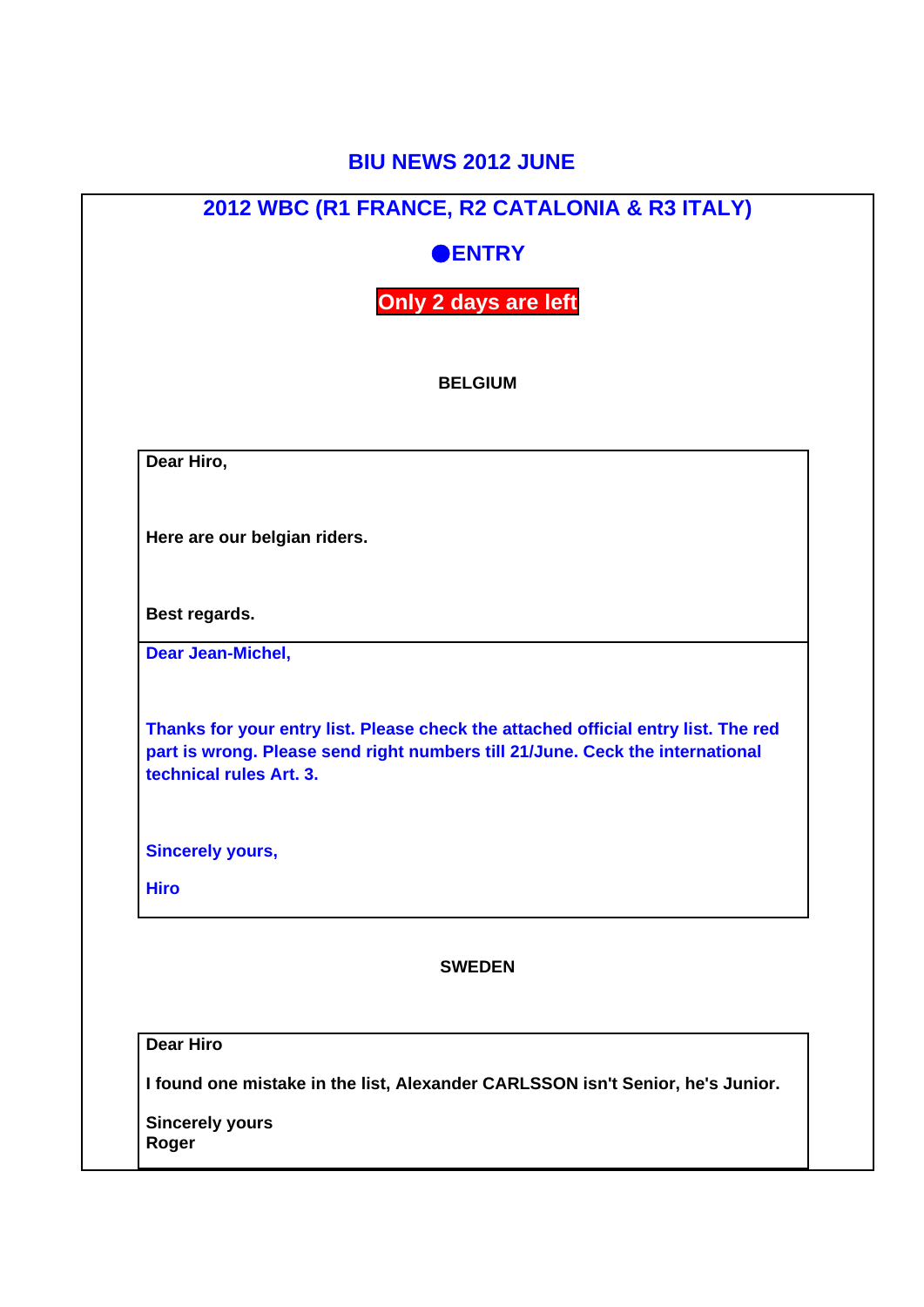# BIU NEWS 2012 JUNE

## 2012 WBC (R1 FRANCE, R2 CATALONIA & R3 ITALY)

### ●ENTRY

**Only 2 days are left**

**BELGIUM**

**Dear Hiro,**

**Here are our belgian riders.**

**Best regards.**

**Dear Jean-Michel,**

**Thanks for your entry list. Please check the attached official entry list. The red part is wrong. Please send right numbers till 21/June. Ceck the international technical rules Art. 3.**

**Sincerely yours,**

**Hiro**

**SWEDEN**

**Dear Hiro**

**I found one mistake in the list, Alexander CARLSSON isn't Senior, he's Junior.**

**Sincerely yours**
**Roger**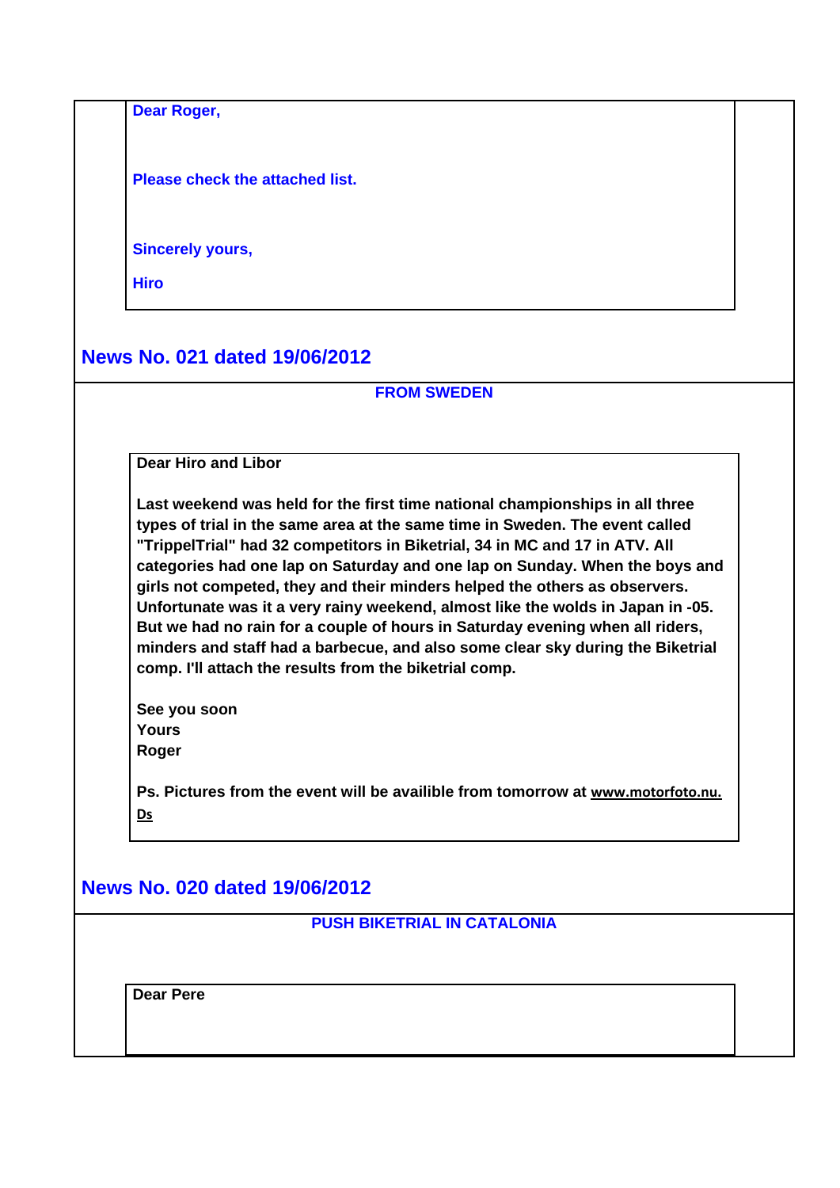**Dear Roger,**

**Please check the attached list.**

**Sincerely yours,**

**Hiro**

## News No. 021 dated 19/06/2012

**FROM SWEDEN**

**Dear Hiro and Libor**

**Last weekend was held for the first time national championships in all three types of trial in the same area at the same time in Sweden. The event called "TrippelTrial" had 32 competitors in Biketrial, 34 in MC and 17 in ATV. All categories had one lap on Saturday and one lap on Sunday. When the boys and girls not competed, they and their minders helped the others as observers. Unfortunate was it a very rainy weekend, almost like the wolds in Japan in -05. But we had no rain for a couple of hours in Saturday evening when all riders, minders and staff had a barbecue, and also some clear sky during the Biketrial comp. I'll attach the results from the biketrial comp.**

**See you soon**
**Yours**
**Roger**

**Ps. Pictures from the event will be availible from tomorrow at www.motorfoto.nu. Ds**

## News No. 020 dated 19/06/2012

**PUSH BIKETRIAL IN CATALONIA**

**Dear Pere**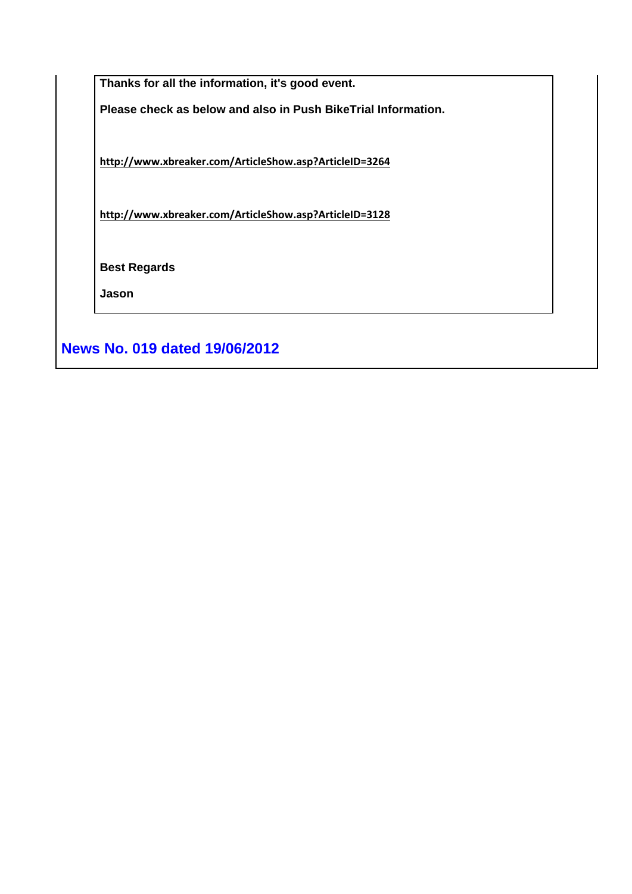**Thanks for all the information, it's good event.**

**Please check as below and also in Push BikeTrial Information.**

**http://www.xbreaker.com/ArticleShow.asp?ArticleID=3264**

**http://www.xbreaker.com/ArticleShow.asp?ArticleID=3128**

**Best Regards**

**Jason**

## News No. 019 dated 19/06/2012